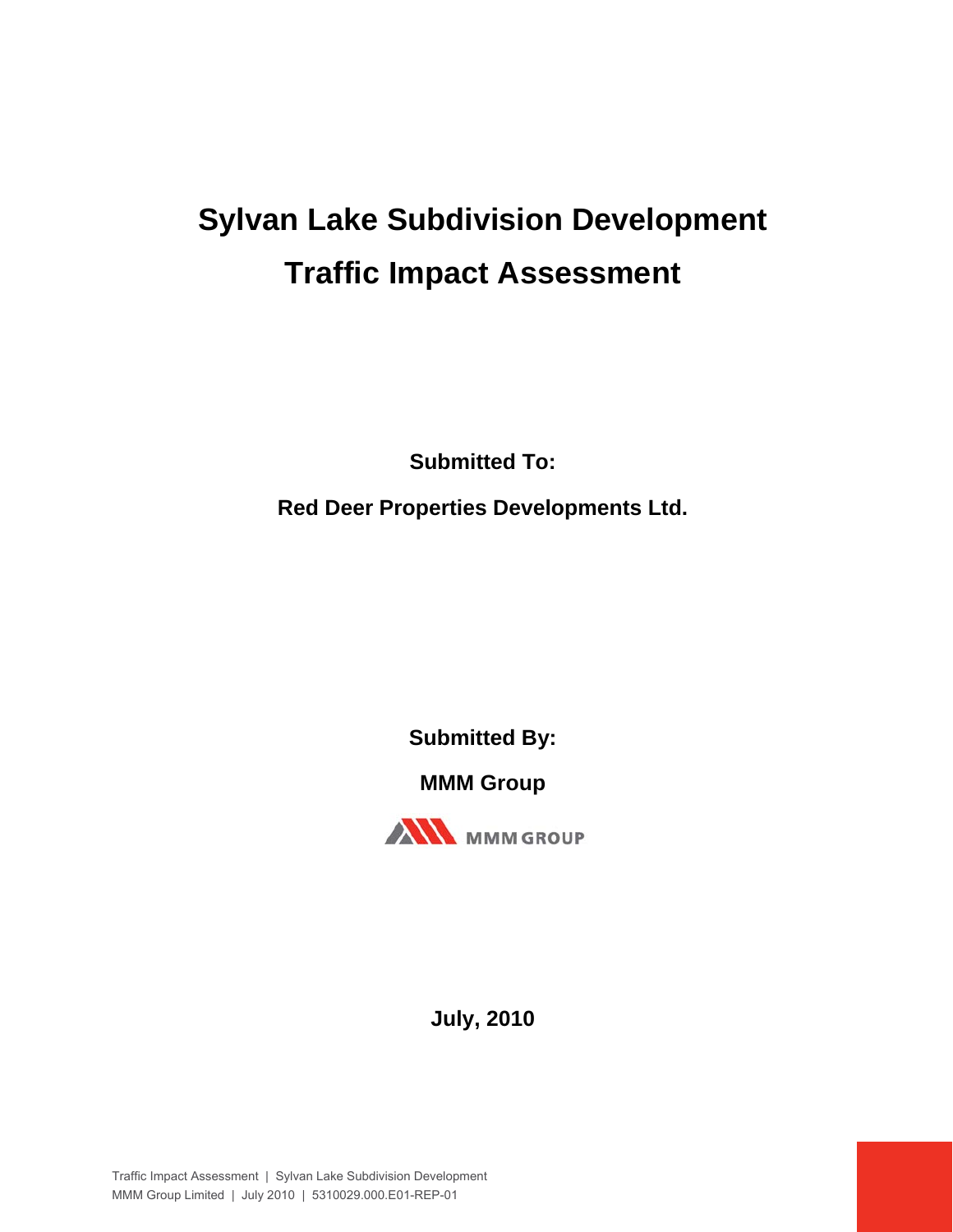# Sylvan Lake Subdivision Development

# Traffic Impact Assessment

**Submitted To:**

**Red Deer Properties Developments Ltd.**

**Submitted By:**

**MMM Group**

MMM GROUP

**July, 2010**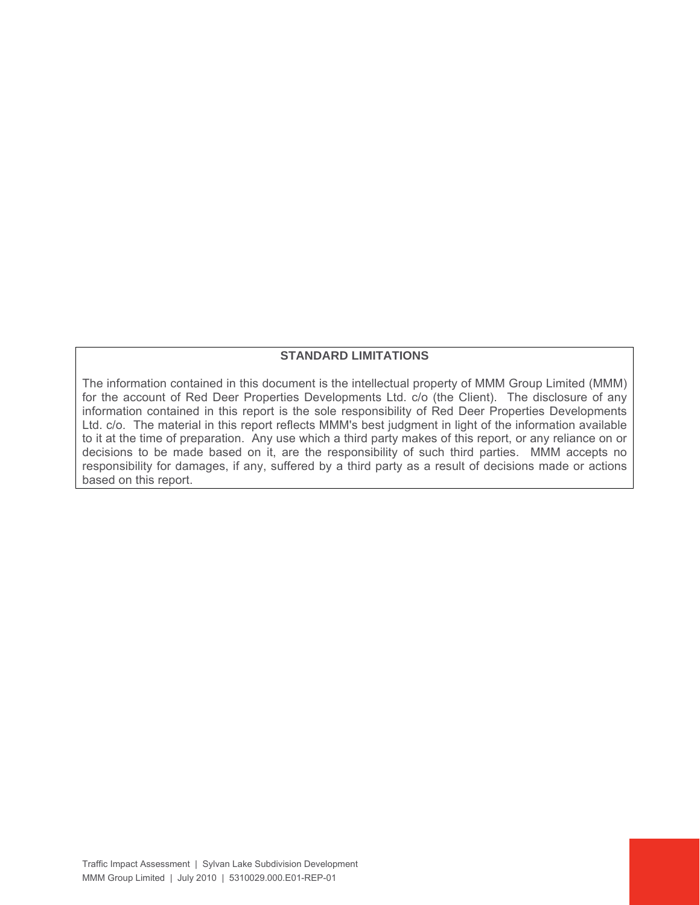**STANDARD LIMITATIONS**

The information contained in this document is the intellectual property of MMM Group Limited (MMM) for the account of Red Deer Properties Developments Ltd. c/o (the Client). The disclosure of any information contained in this report is the sole responsibility of Red Deer Properties Developments Ltd. c/o. The material in this report reflects MMM's best judgment in light of the information available to it at the time of preparation. Any use which a third party makes of this report, or any reliance on or decisions to be made based on it, are the responsibility of such third parties. MMM accepts no responsibility for damages, if any, suffered by a third party as a result of decisions made or actions based on this report.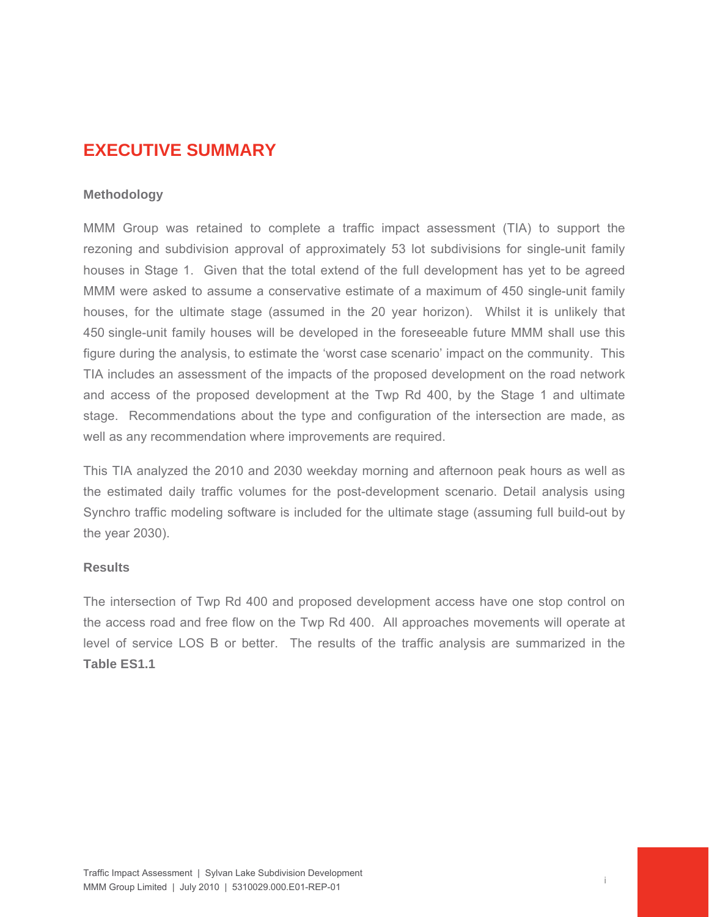# EXECUTIVE SUMMARY

### Methodology

MMM Group was retained to complete a traffic impact assessment (TIA) to support the rezoning and subdivision approval of approximately 53 lot subdivisions for single-unit family houses in Stage 1. Given that the total extend of the full development has yet to be agreed MMM were asked to assume a conservative estimate of a maximum of 450 single-unit family houses, for the ultimate stage (assumed in the 20 year horizon). Whilst it is unlikely that 450 single-unit family houses will be developed in the foreseeable future MMM shall use this figure during the analysis, to estimate the 'worst case scenario' impact on the community. This TIA includes an assessment of the impacts of the proposed development on the road network and access of the proposed development at the Twp Rd 400, by the Stage 1 and ultimate stage. Recommendations about the type and configuration of the intersection are made, as well as any recommendation where improvements are required.

This TIA analyzed the 2010 and 2030 weekday morning and afternoon peak hours as well as the estimated daily traffic volumes for the post-development scenario. Detail analysis using Synchro traffic modeling software is included for the ultimate stage (assuming full build-out by the year 2030).

### Results

The intersection of Twp Rd 400 and proposed development access have one stop control on the access road and free flow on the Twp Rd 400. All approaches movements will operate at level of service LOS B or better. The results of the traffic analysis are summarized in the **Table ES1.1**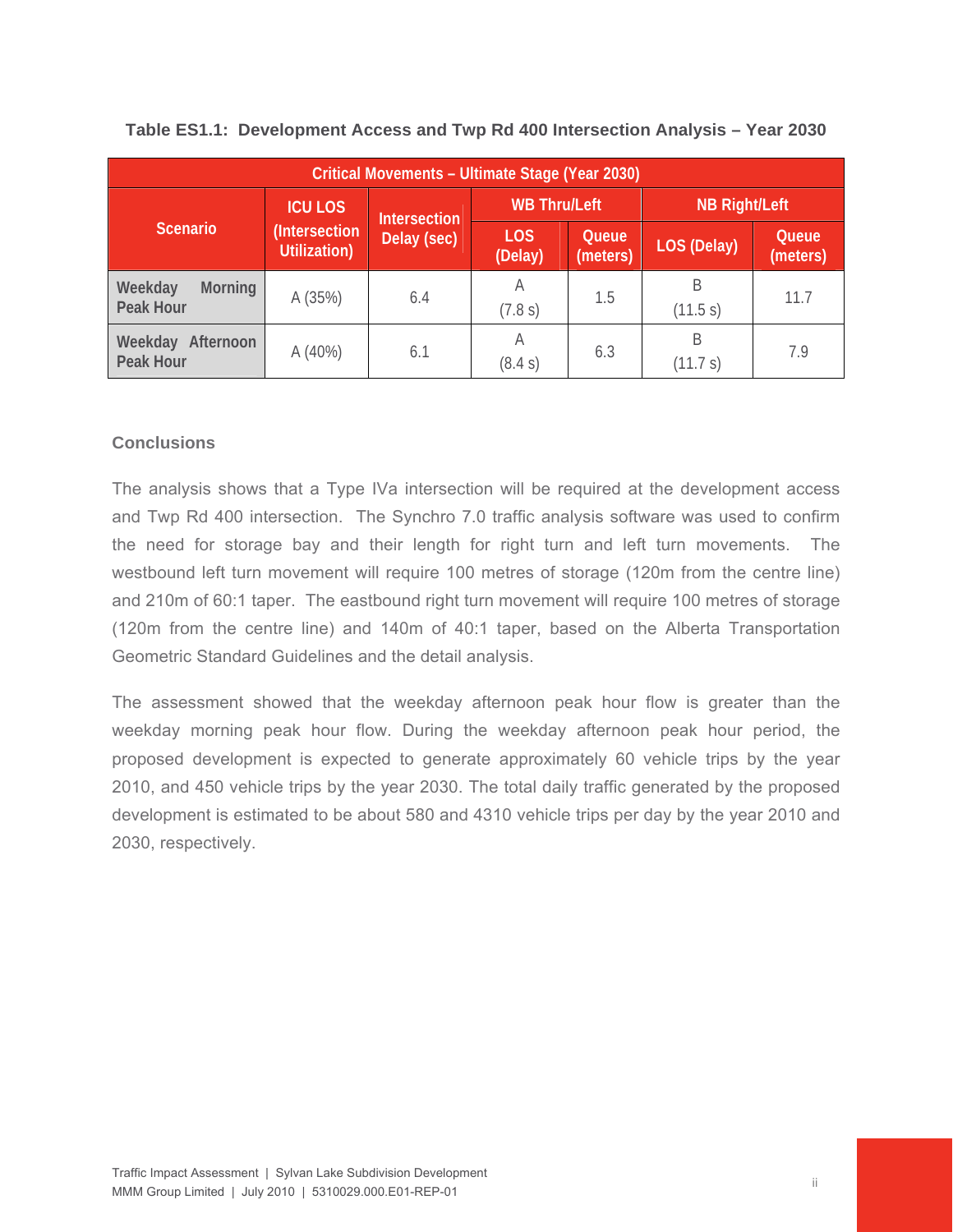**Table ES1.1: Development Access and Twp Rd 400 Intersection Analysis – Year 2030**

| Critical Movements – Ultimate Stage (Year 2030) | | | | | | |
|---|---|---|---|---|---|---|
| Scenario | ICU LOS (Intersection Utilization) | Intersection Delay (sec) | WB Thru/Left | | NB Right/Left | |
| | | | LOS (Delay) | Queue (meters) | LOS (Delay) | Queue (meters) |
| Weekday Morning Peak Hour | A (35%) | 6.4 | A (7.8 s) | 1.5 | B (11.5 s) | 11.7 |
| Weekday Afternoon Peak Hour | A (40%) | 6.1 | A (8.4 s) | 6.3 | B (11.7 s) | 7.9 |

### Conclusions

The analysis shows that a Type IVa intersection will be required at the development access and Twp Rd 400 intersection. The Synchro 7.0 traffic analysis software was used to confirm the need for storage bay and their length for right turn and left turn movements. The westbound left turn movement will require 100 metres of storage (120m from the centre line) and 210m of 60:1 taper. The eastbound right turn movement will require 100 metres of storage (120m from the centre line) and 140m of 40:1 taper, based on the Alberta Transportation Geometric Standard Guidelines and the detail analysis.

The assessment showed that the weekday afternoon peak hour flow is greater than the weekday morning peak hour flow. During the weekday afternoon peak hour period, the proposed development is expected to generate approximately 60 vehicle trips by the year 2010, and 450 vehicle trips by the year 2030. The total daily traffic generated by the proposed development is estimated to be about 580 and 4310 vehicle trips per day by the year 2010 and 2030, respectively.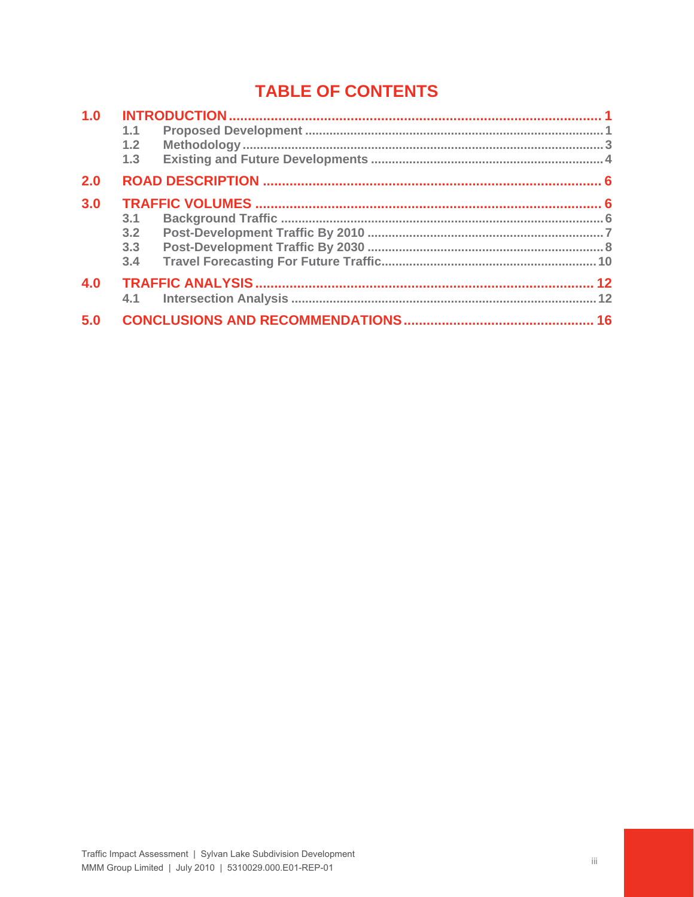# TABLE OF CONTENTS

**1.0 INTRODUCTION ........................................................ 1**

- 1.1 Proposed Development ........................................................ 1
- 1.2 Methodology ........................................................ 3
- 1.3 Existing and Future Developments ........................................................ 4

**2.0 ROAD DESCRIPTION ........................................................ 6**

**3.0 TRAFFIC VOLUMES ........................................................ 6**

- 3.1 Background Traffic ........................................................ 6
- 3.2 Post-Development Traffic By 2010 ........................................................ 7
- 3.3 Post-Development Traffic By 2030 ........................................................ 8
- 3.4 Travel Forecasting For Future Traffic ........................................................ 10

**4.0 TRAFFIC ANALYSIS ........................................................ 12**

- 4.1 Intersection Analysis ........................................................ 12

**5.0 CONCLUSIONS AND RECOMMENDATIONS ........................................................ 16**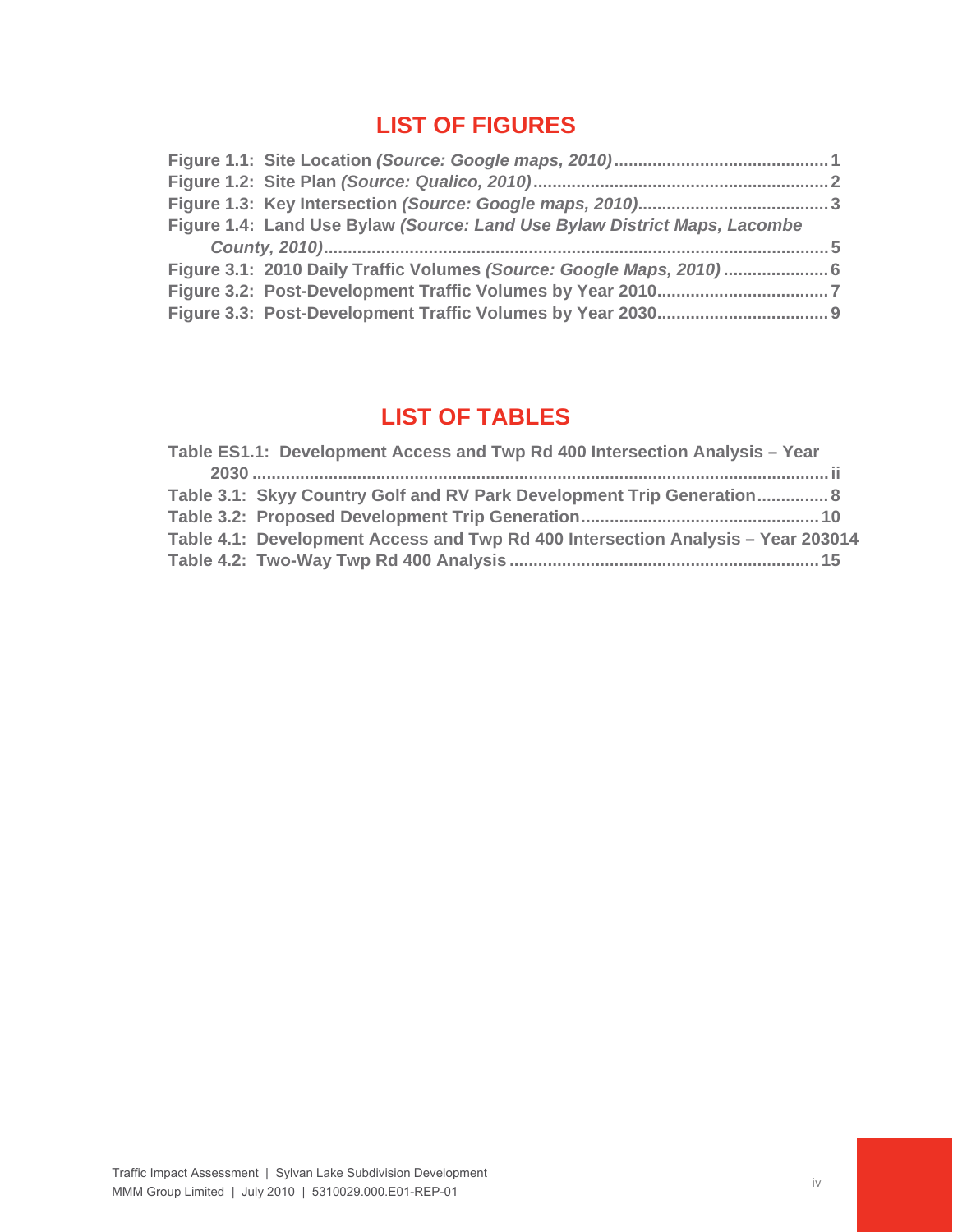# LIST OF FIGURES

**Figure 1.1: Site Location *(Source: Google maps, 2010)*............................................1**
**Figure 1.2: Site Plan *(Source: Qualico, 2010)*..............................................................2**
**Figure 1.3: Key Intersection *(Source: Google maps, 2010)*.......................................3**
**Figure 1.4: Land Use Bylaw *(Source: Land Use Bylaw District Maps, Lacombe County, 2010)*.......................................................................................................5**
**Figure 3.1: 2010 Daily Traffic Volumes *(Source: Google Maps, 2010)*......................6**
**Figure 3.2: Post-Development Traffic Volumes by Year 2010...................................7**
**Figure 3.3: Post-Development Traffic Volumes by Year 2030...................................9**

# LIST OF TABLES

**Table ES1.1: Development Access and Twp Rd 400 Intersection Analysis – Year 2030 ......................................................................................................................ii**
**Table 3.1: Skyy Country Golf and RV Park Development Trip Generation...............8**
**Table 3.2: Proposed Development Trip Generation.................................................10**
**Table 4.1: Development Access and Twp Rd 400 Intersection Analysis – Year 203014**
**Table 4.2: Two-Way Twp Rd 400 Analysis................................................................15**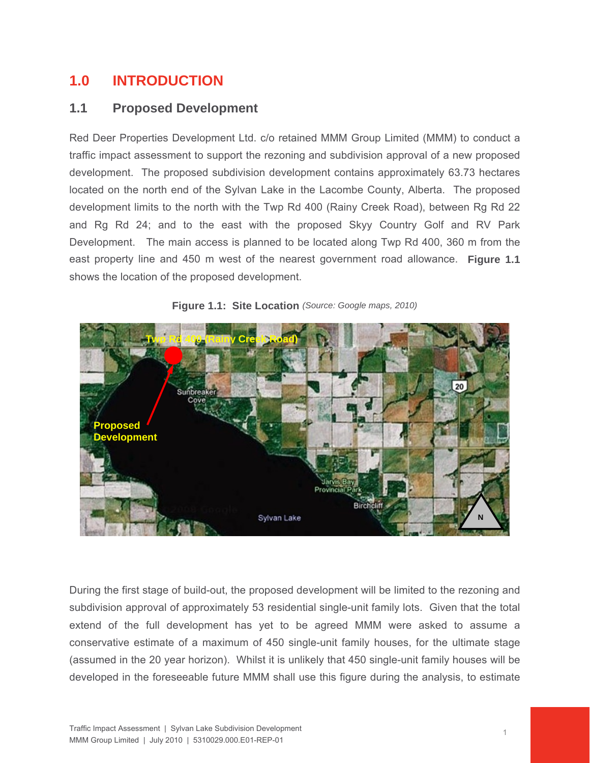# 1.0 INTRODUCTION

## 1.1 Proposed Development

Red Deer Properties Development Ltd. c/o retained MMM Group Limited (MMM) to conduct a traffic impact assessment to support the rezoning and subdivision approval of a new proposed development. The proposed subdivision development contains approximately 63.73 hectares located on the north end of the Sylvan Lake in the Lacombe County, Alberta. The proposed development limits to the north with the Twp Rd 400 (Rainy Creek Road), between Rg Rd 22 and Rg Rd 24; and to the east with the proposed Skyy Country Golf and RV Park Development. The main access is planned to be located along Twp Rd 400, 360 m from the east property line and 450 m west of the nearest government road allowance. **Figure 1.1** shows the location of the proposed development.

**Figure 1.1: Site Location** *(Source: Google maps, 2010)*

During the first stage of build-out, the proposed development will be limited to the rezoning and subdivision approval of approximately 53 residential single-unit family lots. Given that the total extend of the full development has yet to be agreed MMM were asked to assume a conservative estimate of a maximum of 450 single-unit family houses, for the ultimate stage (assumed in the 20 year horizon). Whilst it is unlikely that 450 single-unit family houses will be developed in the foreseeable future MMM shall use this figure during the analysis, to estimate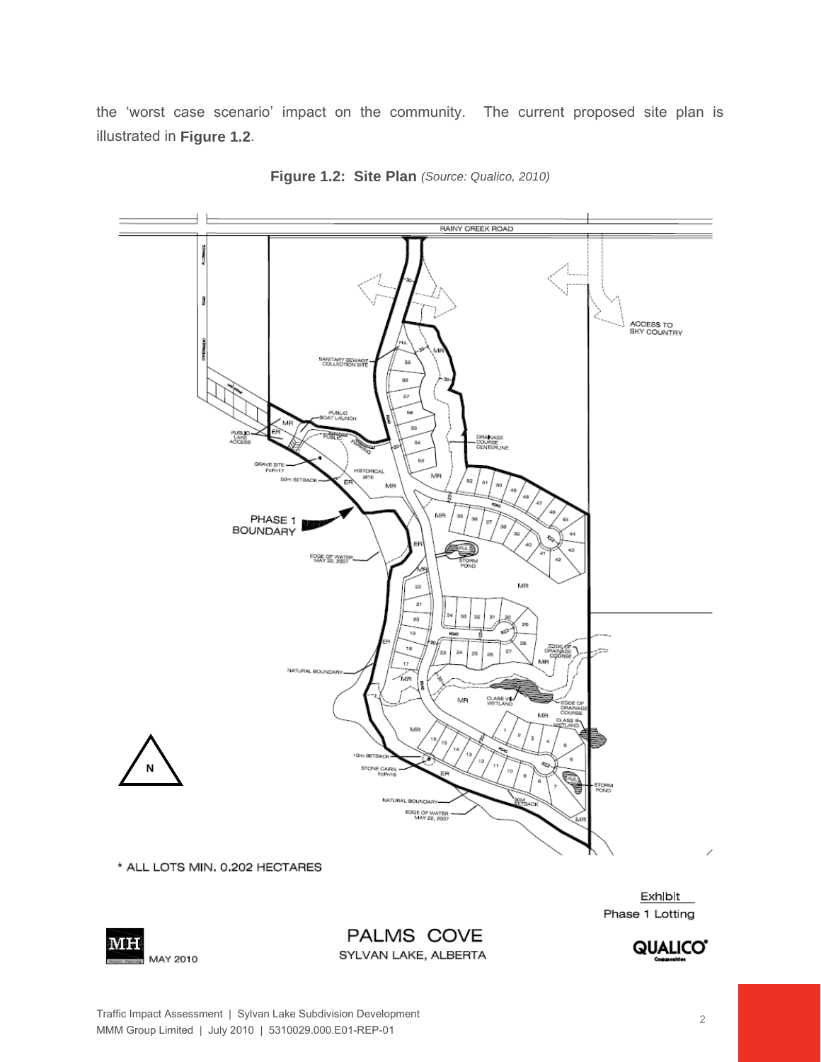the 'worst case scenario' impact on the community. The current proposed site plan is illustrated in **Figure 1.2**.

**Figure 1.2: Site Plan** *(Source: Qualico, 2010)*

RAINY CREEK ROAD

ACCESS TO SKY COUNTRY

SANITARY SEWAGE COLLECTION SITE

PUBLIC BOAT LAUNCH

PUBLIC LAKE ACCESS

GRAVE SITE FcPn17

50m SETBACK

HISTORICAL SITE

DRAINAGE COURSE CENTERLINE

PHASE 1 BOUNDARY

EDGE OF WATER MAY 22, 2007

STORM POND

NATURAL BOUNDARY

EDGE OF DRAINAGE COURSE

CLASS VI WETLAND

CLASS III WETLAND

10m SETBACK

STONE CAIRN FcPn16

STORM POND

30M SETBACK

NATURAL BOUNDARY

EDGE OF WATER MAY 22, 2007

N

\* ALL LOTS MIN. 0.202 HECTARES

Exhibit
Phase 1 Lotting

MAY 2010

PALMS COVE
SYLVAN LAKE, ALBERTA

QUALICO Communities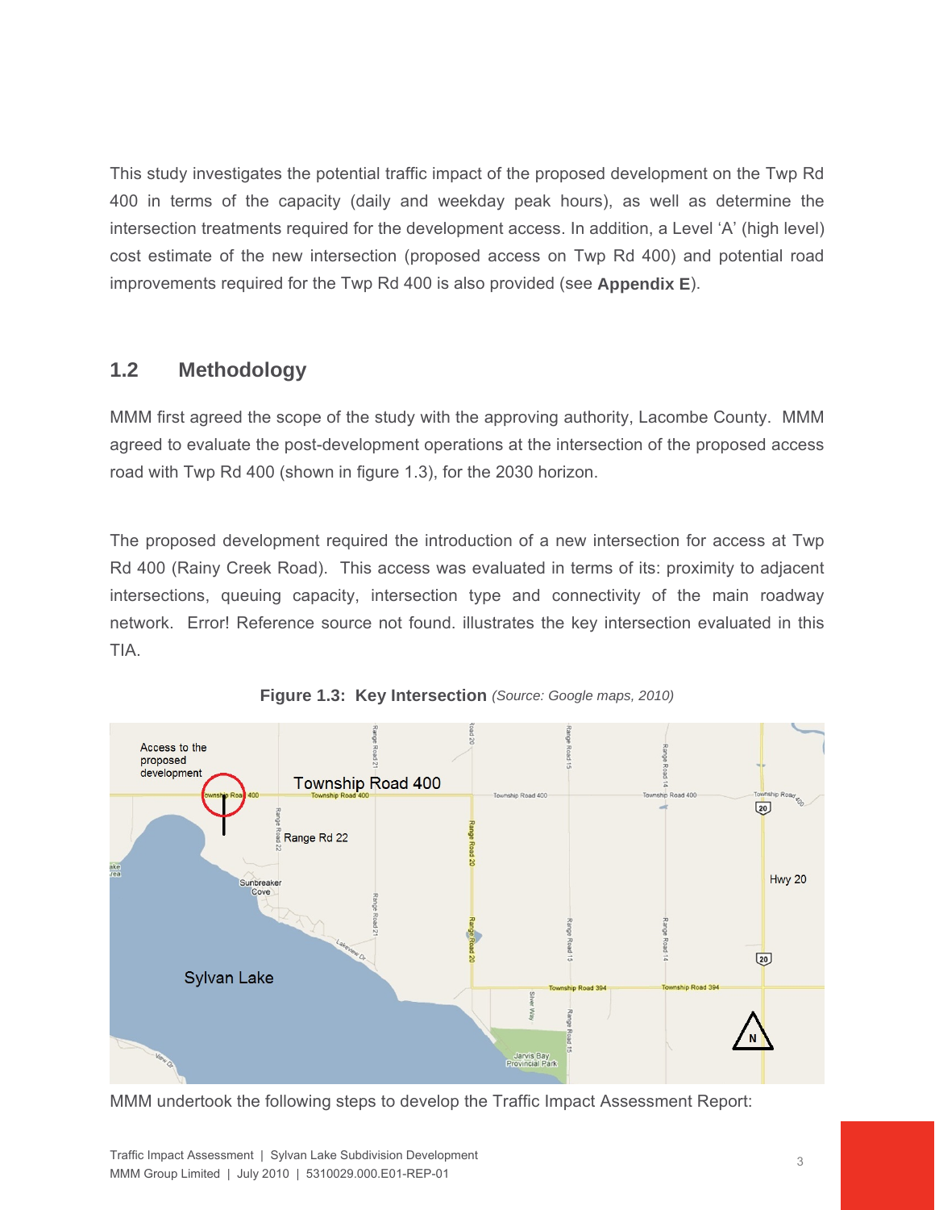This study investigates the potential traffic impact of the proposed development on the Twp Rd 400 in terms of the capacity (daily and weekday peak hours), as well as determine the intersection treatments required for the development access. In addition, a Level 'A' (high level) cost estimate of the new intersection (proposed access on Twp Rd 400) and potential road improvements required for the Twp Rd 400 is also provided (see **Appendix E**).

## 1.2 Methodology

MMM first agreed the scope of the study with the approving authority, Lacombe County. MMM agreed to evaluate the post-development operations at the intersection of the proposed access road with Twp Rd 400 (shown in figure 1.3), for the 2030 horizon.

The proposed development required the introduction of a new intersection for access at Twp Rd 400 (Rainy Creek Road). This access was evaluated in terms of its: proximity to adjacent intersections, queuing capacity, intersection type and connectivity of the main roadway network. Error! Reference source not found. illustrates the key intersection evaluated in this TIA.

**Figure 1.3: Key Intersection** *(Source: Google maps, 2010)*

MMM undertook the following steps to develop the Traffic Impact Assessment Report: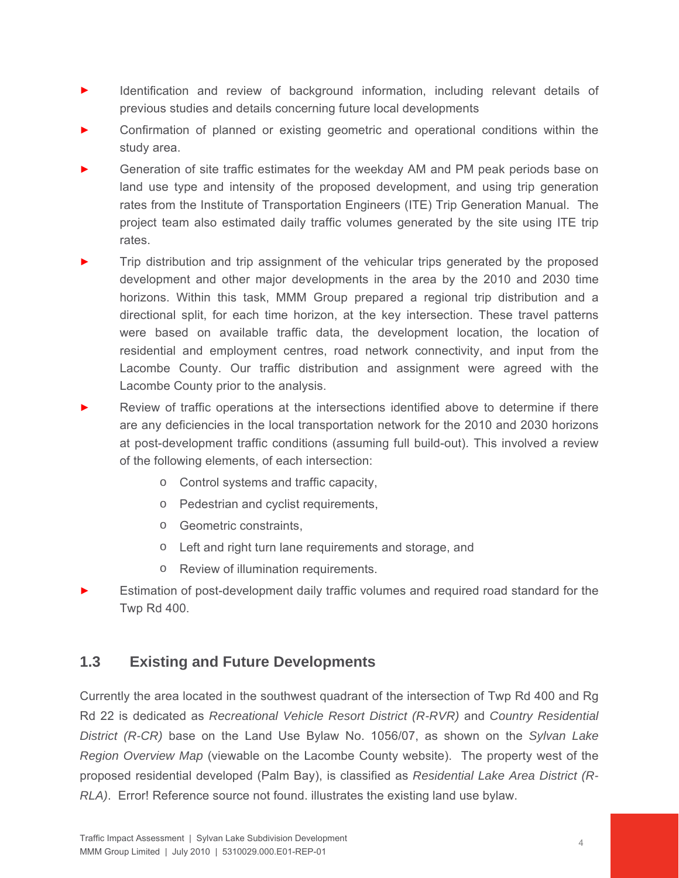- Identification and review of background information, including relevant details of previous studies and details concerning future local developments
- Confirmation of planned or existing geometric and operational conditions within the study area.
- Generation of site traffic estimates for the weekday AM and PM peak periods base on land use type and intensity of the proposed development, and using trip generation rates from the Institute of Transportation Engineers (ITE) Trip Generation Manual. The project team also estimated daily traffic volumes generated by the site using ITE trip rates.
- Trip distribution and trip assignment of the vehicular trips generated by the proposed development and other major developments in the area by the 2010 and 2030 time horizons. Within this task, MMM Group prepared a regional trip distribution and a directional split, for each time horizon, at the key intersection. These travel patterns were based on available traffic data, the development location, the location of residential and employment centres, road network connectivity, and input from the Lacombe County. Our traffic distribution and assignment were agreed with the Lacombe County prior to the analysis.
- Review of traffic operations at the intersections identified above to determine if there are any deficiencies in the local transportation network for the 2010 and 2030 horizons at post-development traffic conditions (assuming full build-out). This involved a review of the following elements, of each intersection:
    - Control systems and traffic capacity,
    - Pedestrian and cyclist requirements,
    - Geometric constraints,
    - Left and right turn lane requirements and storage, and
    - Review of illumination requirements.
- Estimation of post-development daily traffic volumes and required road standard for the Twp Rd 400.

## 1.3 Existing and Future Developments

Currently the area located in the southwest quadrant of the intersection of Twp Rd 400 and Rg Rd 22 is dedicated as *Recreational Vehicle Resort District (R-RVR)* and *Country Residential District (R-CR)* base on the Land Use Bylaw No. 1056/07, as shown on the *Sylvan Lake Region Overview Map* (viewable on the Lacombe County website). The property west of the proposed residential developed (Palm Bay), is classified as *Residential Lake Area District (R-RLA)*. Error! Reference source not found. illustrates the existing land use bylaw.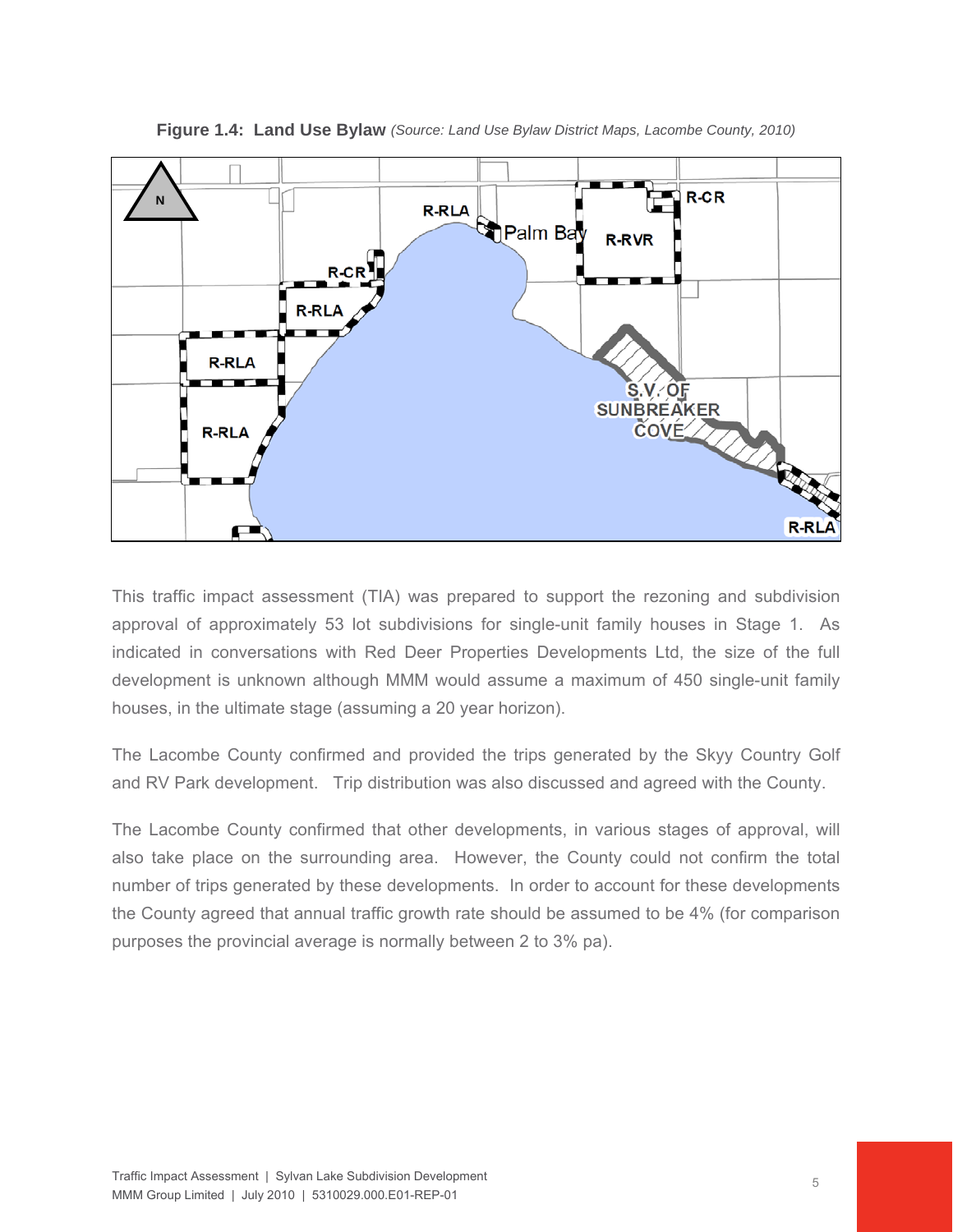**Figure 1.4: Land Use Bylaw** *(Source: Land Use Bylaw District Maps, Lacombe County, 2010)*

This traffic impact assessment (TIA) was prepared to support the rezoning and subdivision approval of approximately 53 lot subdivisions for single-unit family houses in Stage 1. As indicated in conversations with Red Deer Properties Developments Ltd, the size of the full development is unknown although MMM would assume a maximum of 450 single-unit family houses, in the ultimate stage (assuming a 20 year horizon).

The Lacombe County confirmed and provided the trips generated by the Skyy Country Golf and RV Park development. Trip distribution was also discussed and agreed with the County.

The Lacombe County confirmed that other developments, in various stages of approval, will also take place on the surrounding area. However, the County could not confirm the total number of trips generated by these developments. In order to account for these developments the County agreed that annual traffic growth rate should be assumed to be 4% (for comparison purposes the provincial average is normally between 2 to 3% pa).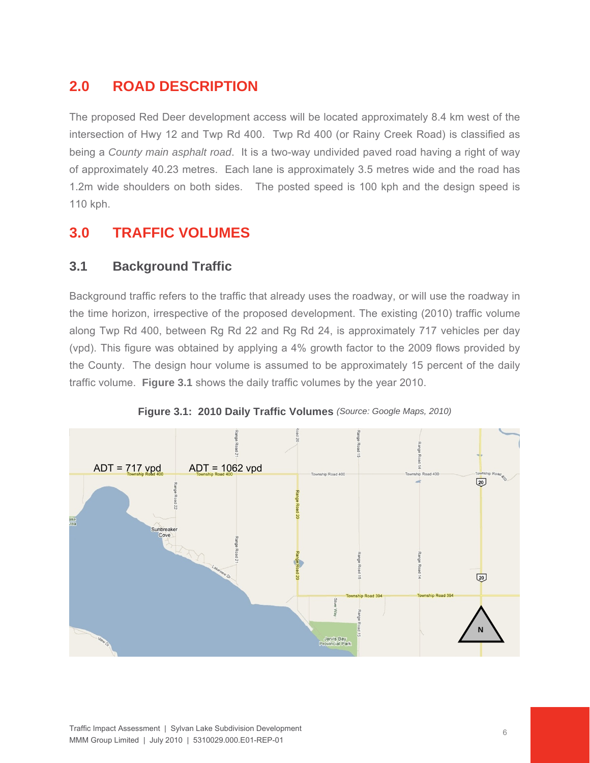## 2.0 ROAD DESCRIPTION

The proposed Red Deer development access will be located approximately 8.4 km west of the intersection of Hwy 12 and Twp Rd 400. Twp Rd 400 (or Rainy Creek Road) is classified as being a *County main asphalt road*. It is a two-way undivided paved road having a right of way of approximately 40.23 metres. Each lane is approximately 3.5 metres wide and the road has 1.2m wide shoulders on both sides. The posted speed is 100 kph and the design speed is 110 kph.

## 3.0 TRAFFIC VOLUMES

### 3.1 Background Traffic

Background traffic refers to the traffic that already uses the roadway, or will use the roadway in the time horizon, irrespective of the proposed development. The existing (2010) traffic volume along Twp Rd 400, between Rg Rd 22 and Rg Rd 24, is approximately 717 vehicles per day (vpd). This figure was obtained by applying a 4% growth factor to the 2009 flows provided by the County. The design hour volume is assumed to be approximately 15 percent of the daily traffic volume. **Figure 3.1** shows the daily traffic volumes by the year 2010.

**Figure 3.1: 2010 Daily Traffic Volumes** *(Source: Google Maps, 2010)*

ADT = 717 vpd

ADT = 1062 vpd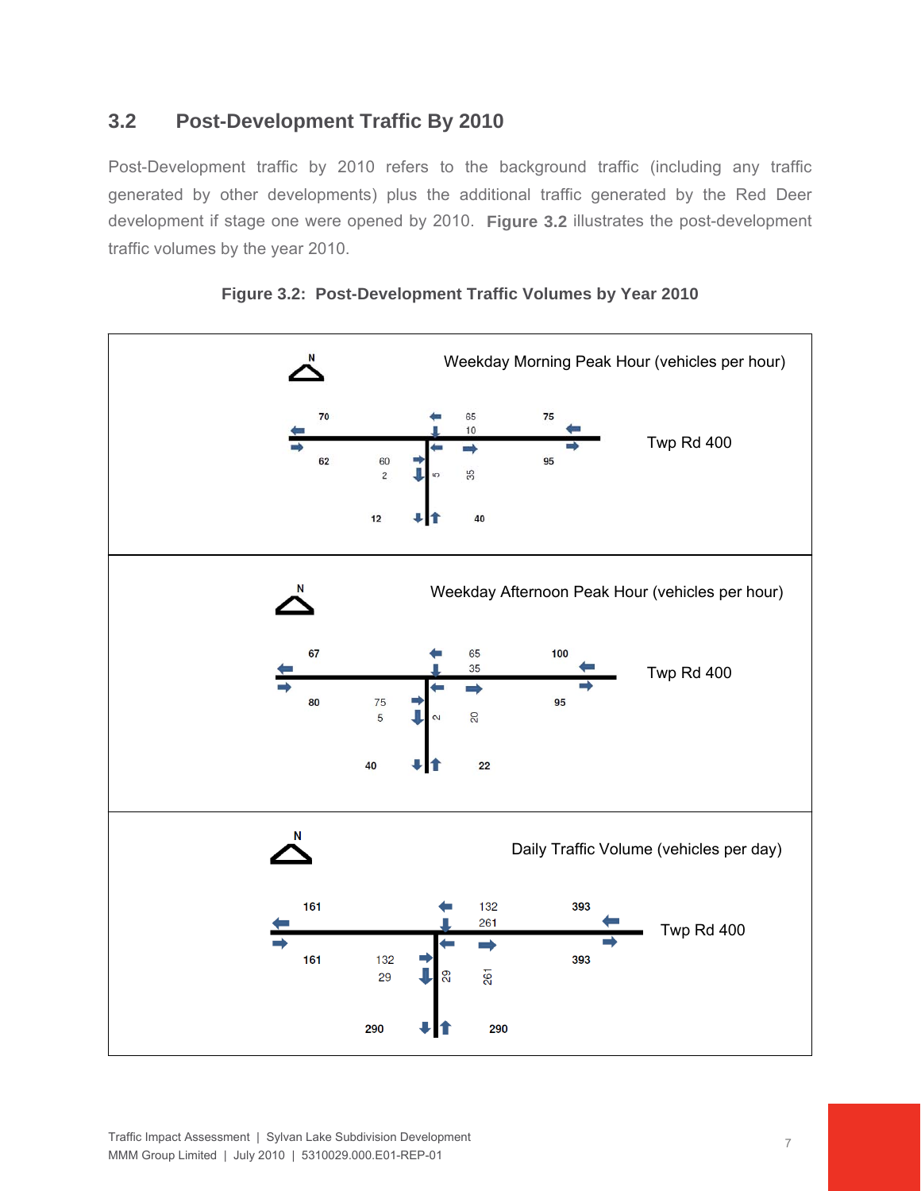## 3.2 Post-Development Traffic By 2010

Post-Development traffic by 2010 refers to the background traffic (including any traffic generated by other developments) plus the additional traffic generated by the Red Deer development if stage one were opened by 2010. **Figure 3.2** illustrates the post-development traffic volumes by the year 2010.

**Figure 3.2: Post-Development Traffic Volumes by Year 2010**

**Weekday Morning Peak Hour (vehicles per hour)**

Twp Rd 400

| Approach / Movement | Volume |
|---|---|
| West leg, westbound (out) | 70 |
| West leg, eastbound (in) | 62 |
| East leg, westbound (in) | 75 |
| East leg, eastbound (out) | 95 |
| Westbound through | 65 |
| Westbound left | 10 |
| Eastbound through | 60 |
| Eastbound right | 2 |
| Northbound left | 5 |
| Northbound right | 35 |
| South leg, southbound (out) | 12 |
| South leg, northbound (in) | 40 |

**Weekday Afternoon Peak Hour (vehicles per hour)**

Twp Rd 400

| Approach / Movement | Volume |
|---|---|
| West leg, westbound (out) | 67 |
| West leg, eastbound (in) | 80 |
| East leg, westbound (in) | 100 |
| East leg, eastbound (out) | 95 |
| Westbound through | 65 |
| Westbound left | 35 |
| Eastbound through | 75 |
| Eastbound right | 5 |
| Northbound left | 2 |
| Northbound right | 20 |
| South leg, southbound (out) | 40 |
| South leg, northbound (in) | 22 |

**Daily Traffic Volume (vehicles per day)**

Twp Rd 400

| Approach / Movement | Volume |
|---|---|
| West leg, westbound (out) | 161 |
| West leg, eastbound (in) | 161 |
| East leg, westbound (in) | 393 |
| East leg, eastbound (out) | 393 |
| Westbound through | 132 |
| Westbound left | 261 |
| Eastbound through | 132 |
| Eastbound right | 29 |
| Northbound left | 29 |
| Northbound right | 261 |
| South leg, southbound (out) | 290 |
| South leg, northbound (in) | 290 |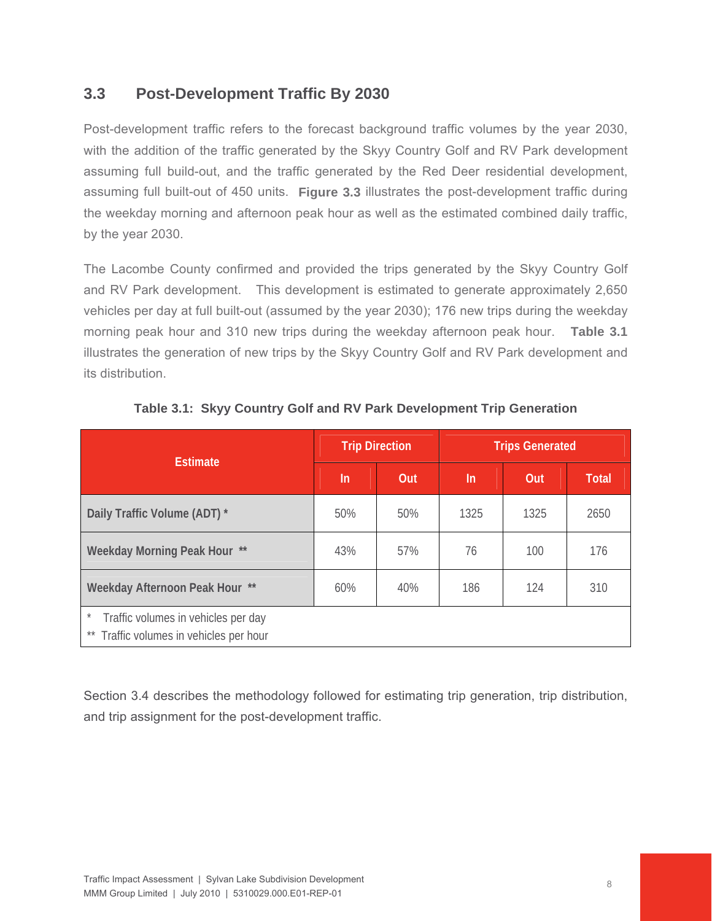## 3.3 Post-Development Traffic By 2030

Post-development traffic refers to the forecast background traffic volumes by the year 2030, with the addition of the traffic generated by the Skyy Country Golf and RV Park development assuming full build-out, and the traffic generated by the Red Deer residential development, assuming full built-out of 450 units. **Figure 3.3** illustrates the post-development traffic during the weekday morning and afternoon peak hour as well as the estimated combined daily traffic, by the year 2030.

The Lacombe County confirmed and provided the trips generated by the Skyy Country Golf and RV Park development. This development is estimated to generate approximately 2,650 vehicles per day at full built-out (assumed by the year 2030); 176 new trips during the weekday morning peak hour and 310 new trips during the weekday afternoon peak hour. **Table 3.1** illustrates the generation of new trips by the Skyy Country Golf and RV Park development and its distribution.

**Table 3.1: Skyy Country Golf and RV Park Development Trip Generation**

| Estimate | Trip Direction | | Trips Generated | | |
|---|---|---|---|---|---|
| | In | Out | In | Out | Total |
| Daily Traffic Volume (ADT) * | 50% | 50% | 1325 | 1325 | 2650 |
| Weekday Morning Peak Hour ** | 43% | 57% | 76 | 100 | 176 |
| Weekday Afternoon Peak Hour ** | 60% | 40% | 186 | 124 | 310 |

\* Traffic volumes in vehicles per day
\*\* Traffic volumes in vehicles per hour

Section 3.4 describes the methodology followed for estimating trip generation, trip distribution, and trip assignment for the post-development traffic.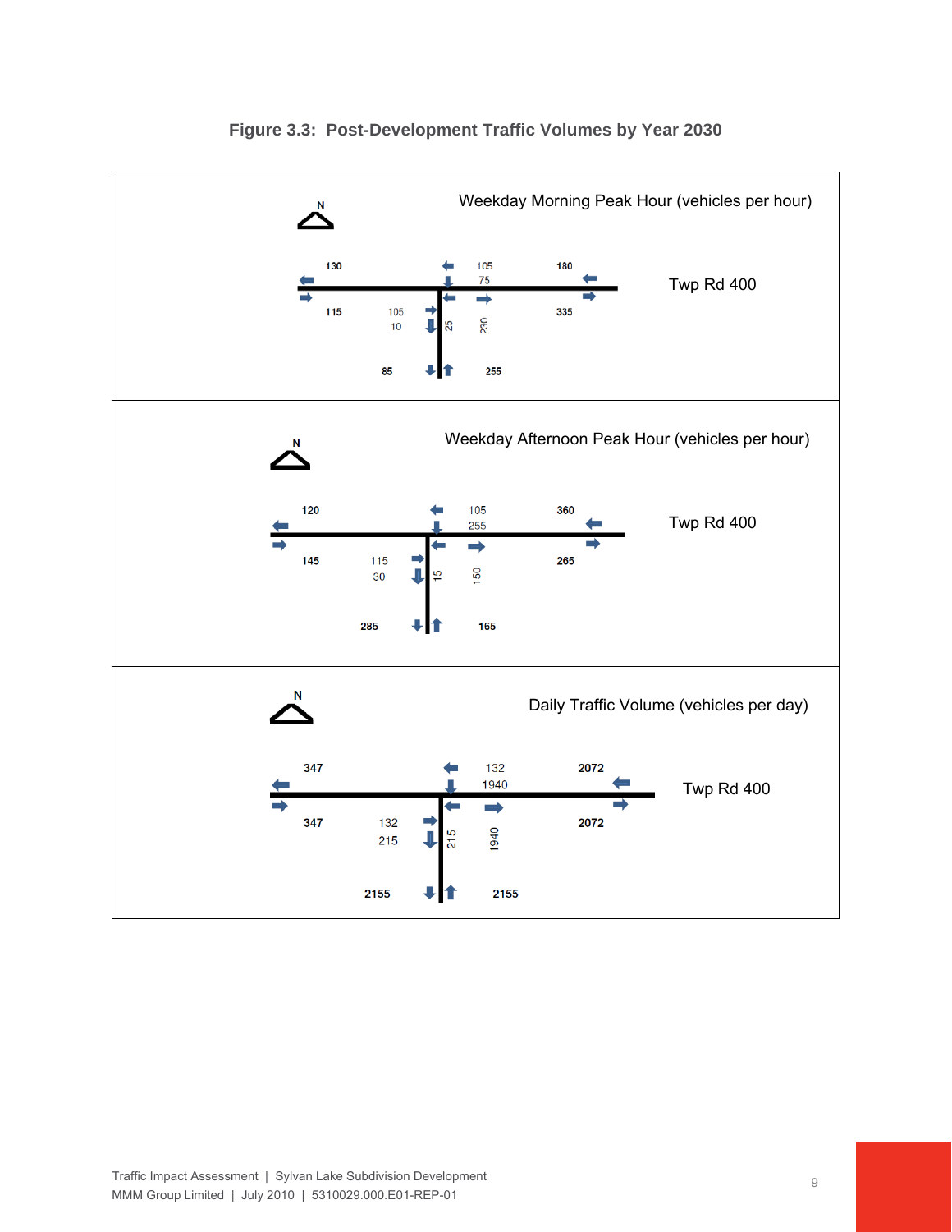**Figure 3.3: Post-Development Traffic Volumes by Year 2030**

Weekday Morning Peak Hour (vehicles per hour)

N

Twp Rd 400

130 | 105 | 75 | 180

115 | 105 | 10 | 25 | 230 | 335

85 | 255

Weekday Afternoon Peak Hour (vehicles per hour)

N

Twp Rd 400

120 | 105 | 255 | 360

145 | 115 | 30 | 15 | 150 | 265

285 | 165

Daily Traffic Volume (vehicles per day)

N

Twp Rd 400

347 | 132 | 1940 | 2072

347 | 132 | 215 | 215 | 1940 | 2072

2155 | 2155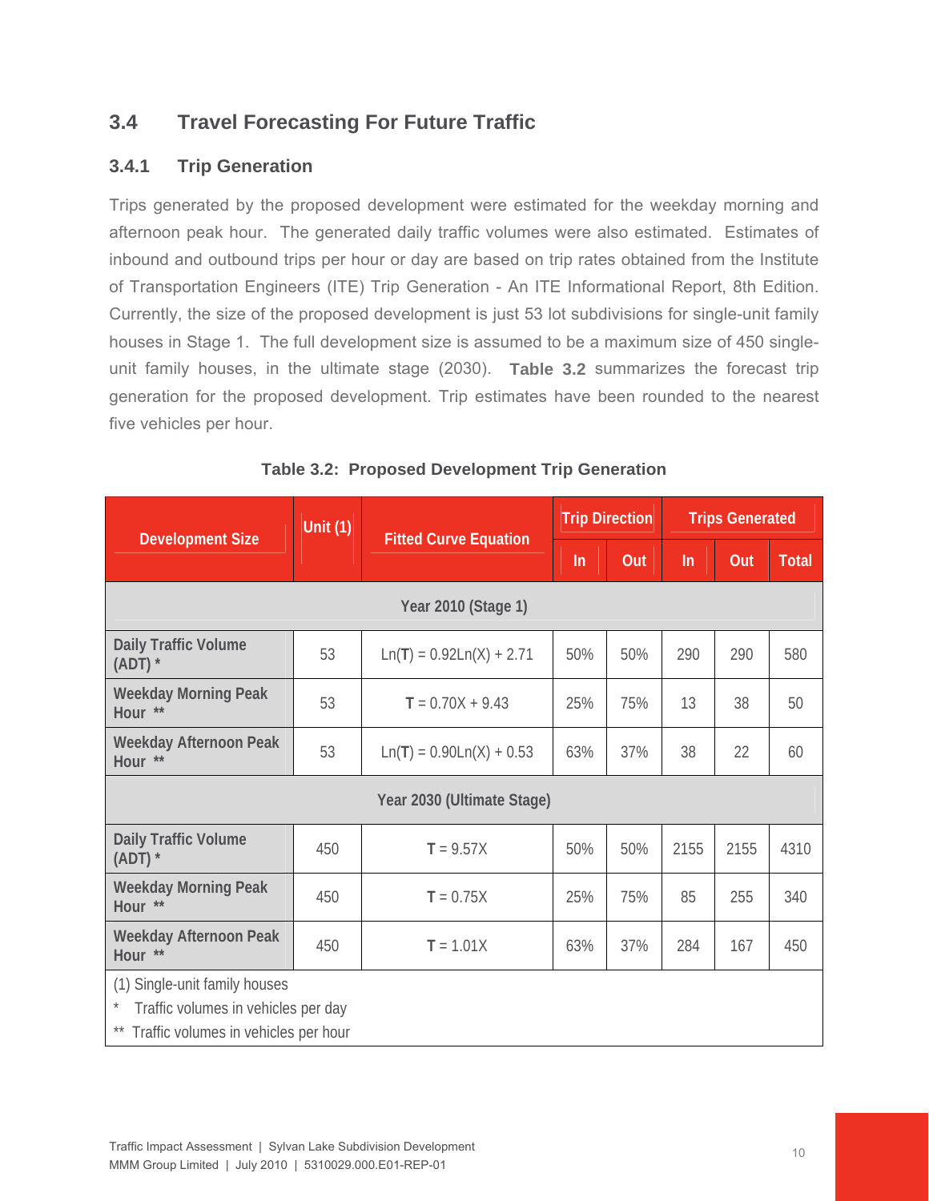## 3.4 Travel Forecasting For Future Traffic

### 3.4.1 Trip Generation

Trips generated by the proposed development were estimated for the weekday morning and afternoon peak hour. The generated daily traffic volumes were also estimated. Estimates of inbound and outbound trips per hour or day are based on trip rates obtained from the Institute of Transportation Engineers (ITE) Trip Generation - An ITE Informational Report, 8th Edition. Currently, the size of the proposed development is just 53 lot subdivisions for single-unit family houses in Stage 1. The full development size is assumed to be a maximum size of 450 single-unit family houses, in the ultimate stage (2030). **Table 3.2** summarizes the forecast trip generation for the proposed development. Trip estimates have been rounded to the nearest five vehicles per hour.

**Table 3.2: Proposed Development Trip Generation**

| Development Size | Unit (1) | Fitted Curve Equation | Trip Direction | | Trips Generated | | |
|---|---|---|---|---|---|---|---|
| | | | In | Out | In | Out | Total |
| **Year 2010 (Stage 1)** | | | | | | | |
| Daily Traffic Volume (ADT) * | 53 | $\ln(\mathbf{T}) = 0.92\ln(X) + 2.71$ | 50% | 50% | 290 | 290 | 580 |
| Weekday Morning Peak Hour ** | 53 | $\mathbf{T} = 0.70X + 9.43$ | 25% | 75% | 13 | 38 | 50 |
| Weekday Afternoon Peak Hour ** | 53 | $\ln(\mathbf{T}) = 0.90\ln(X) + 0.53$ | 63% | 37% | 38 | 22 | 60 |
| **Year 2030 (Ultimate Stage)** | | | | | | | |
| Daily Traffic Volume (ADT) * | 450 | $\mathbf{T} = 9.57X$ | 50% | 50% | 2155 | 2155 | 4310 |
| Weekday Morning Peak Hour ** | 450 | $\mathbf{T} = 0.75X$ | 25% | 75% | 85 | 255 | 340 |
| Weekday Afternoon Peak Hour ** | 450 | $\mathbf{T} = 1.01X$ | 63% | 37% | 284 | 167 | 450 |

(1) Single-unit family houses

\* Traffic volumes in vehicles per day

** Traffic volumes in vehicles per hour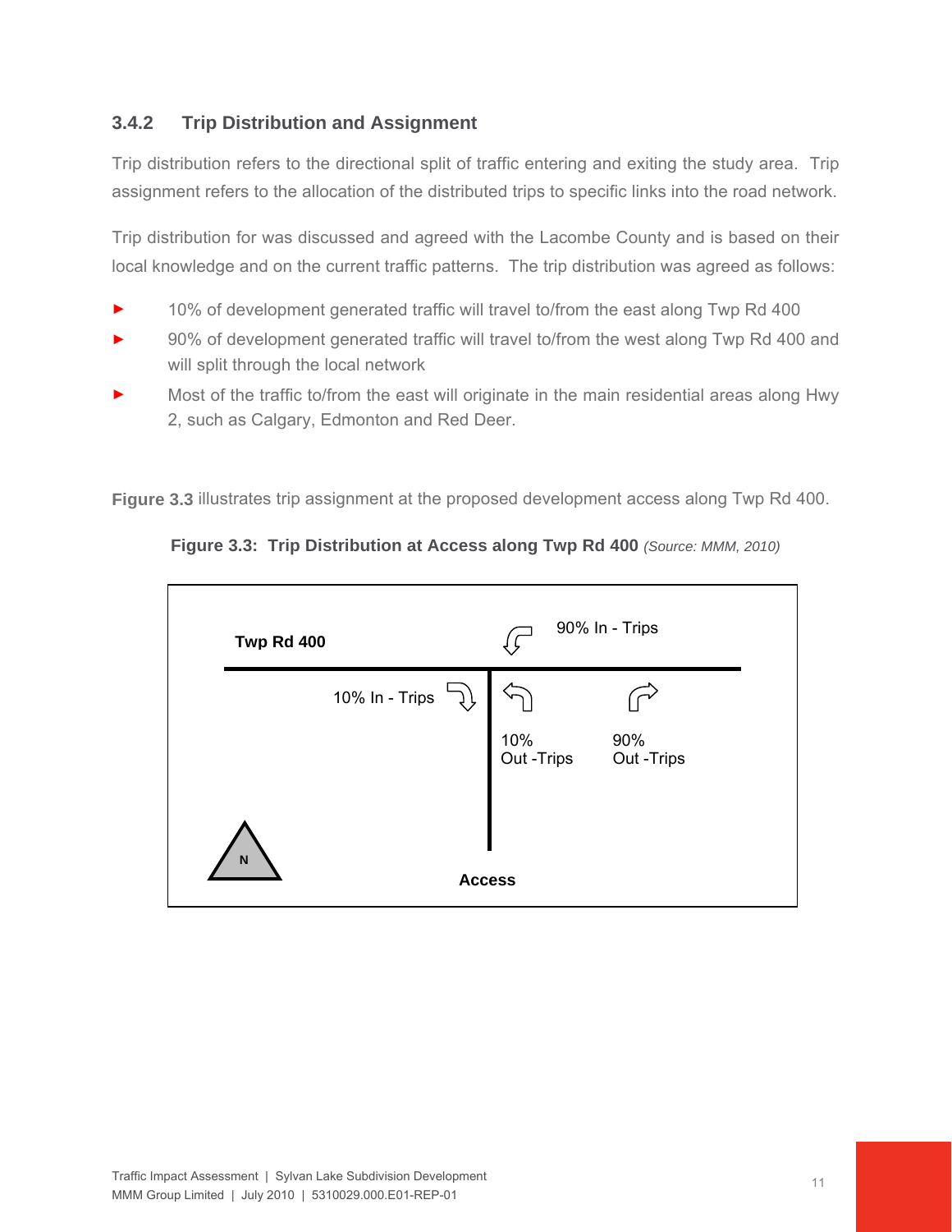### 3.4.2 Trip Distribution and Assignment

Trip distribution refers to the directional split of traffic entering and exiting the study area. Trip assignment refers to the allocation of the distributed trips to specific links into the road network.

Trip distribution for was discussed and agreed with the Lacombe County and is based on their local knowledge and on the current traffic patterns. The trip distribution was agreed as follows:

- 10% of development generated traffic will travel to/from the east along Twp Rd 400
- 90% of development generated traffic will travel to/from the west along Twp Rd 400 and will split through the local network
- Most of the traffic to/from the east will originate in the main residential areas along Hwy 2, such as Calgary, Edmonton and Red Deer.

**Figure 3.3** illustrates trip assignment at the proposed development access along Twp Rd 400.

**Figure 3.3: Trip Distribution at Access along Twp Rd 400** *(Source: MMM, 2010)*

**Twp Rd 400**

90% In - Trips

10% In - Trips

10% Out -Trips

90% Out -Trips

N

**Access**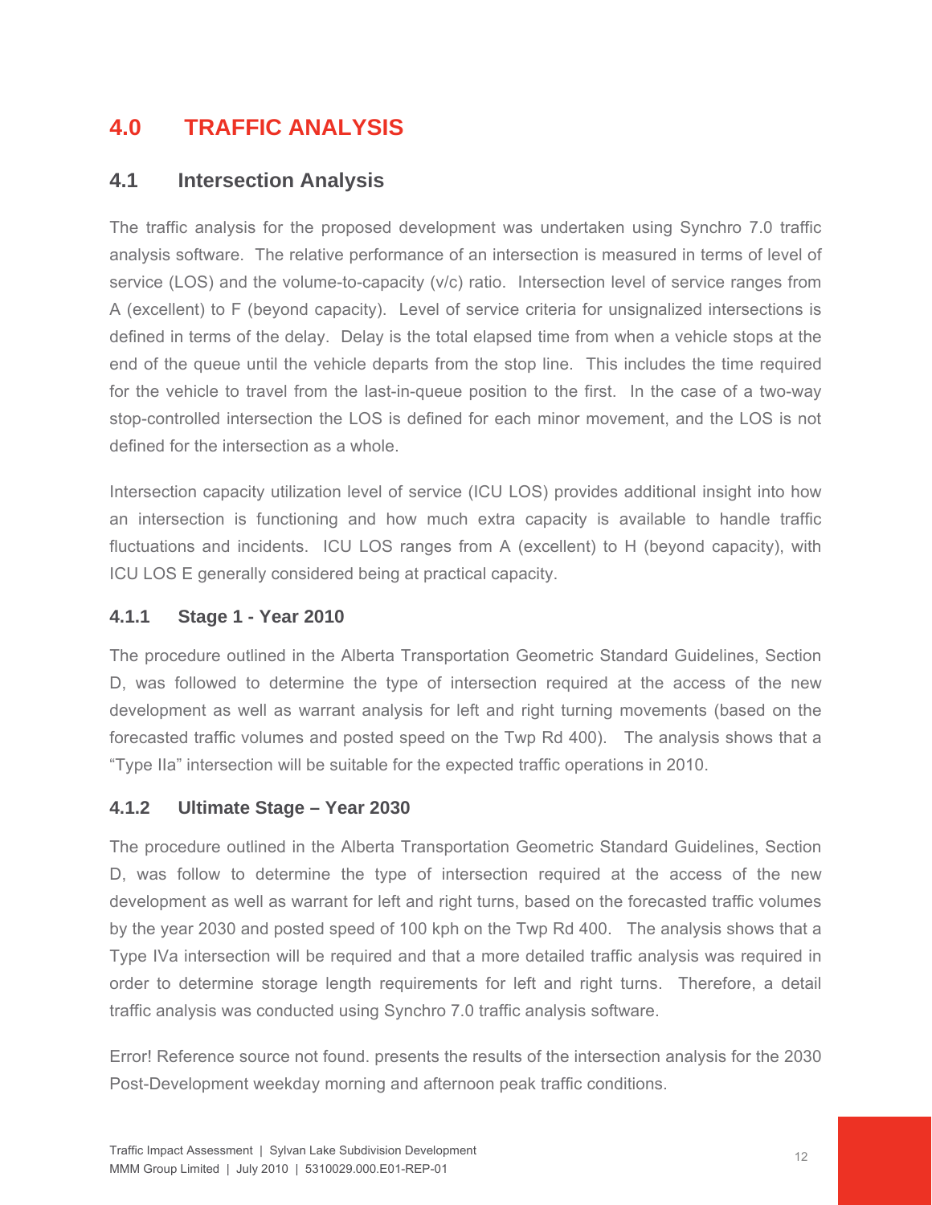# 4.0 TRAFFIC ANALYSIS

## 4.1 Intersection Analysis

The traffic analysis for the proposed development was undertaken using Synchro 7.0 traffic analysis software. The relative performance of an intersection is measured in terms of level of service (LOS) and the volume-to-capacity (v/c) ratio. Intersection level of service ranges from A (excellent) to F (beyond capacity). Level of service criteria for unsignalized intersections is defined in terms of the delay. Delay is the total elapsed time from when a vehicle stops at the end of the queue until the vehicle departs from the stop line. This includes the time required for the vehicle to travel from the last-in-queue position to the first. In the case of a two-way stop-controlled intersection the LOS is defined for each minor movement, and the LOS is not defined for the intersection as a whole.

Intersection capacity utilization level of service (ICU LOS) provides additional insight into how an intersection is functioning and how much extra capacity is available to handle traffic fluctuations and incidents. ICU LOS ranges from A (excellent) to H (beyond capacity), with ICU LOS E generally considered being at practical capacity.

### 4.1.1 Stage 1 - Year 2010

The procedure outlined in the Alberta Transportation Geometric Standard Guidelines, Section D, was followed to determine the type of intersection required at the access of the new development as well as warrant analysis for left and right turning movements (based on the forecasted traffic volumes and posted speed on the Twp Rd 400). The analysis shows that a "Type IIa" intersection will be suitable for the expected traffic operations in 2010.

### 4.1.2 Ultimate Stage – Year 2030

The procedure outlined in the Alberta Transportation Geometric Standard Guidelines, Section D, was follow to determine the type of intersection required at the access of the new development as well as warrant for left and right turns, based on the forecasted traffic volumes by the year 2030 and posted speed of 100 kph on the Twp Rd 400. The analysis shows that a Type IVa intersection will be required and that a more detailed traffic analysis was required in order to determine storage length requirements for left and right turns. Therefore, a detail traffic analysis was conducted using Synchro 7.0 traffic analysis software.

Error! Reference source not found. presents the results of the intersection analysis for the 2030 Post-Development weekday morning and afternoon peak traffic conditions.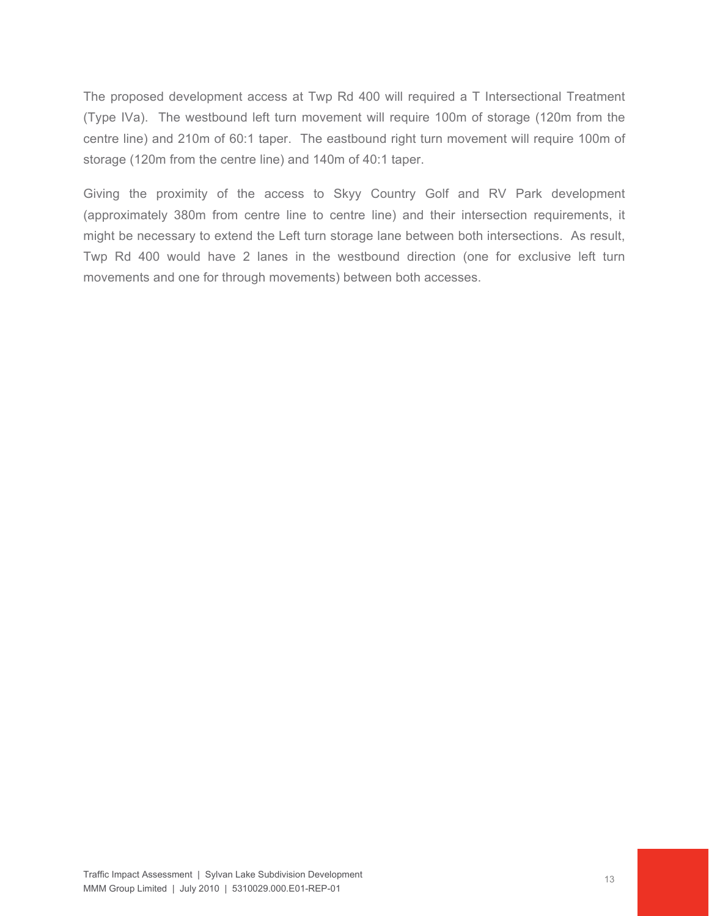The proposed development access at Twp Rd 400 will required a T Intersectional Treatment (Type IVa). The westbound left turn movement will require 100m of storage (120m from the centre line) and 210m of 60:1 taper. The eastbound right turn movement will require 100m of storage (120m from the centre line) and 140m of 40:1 taper.

Giving the proximity of the access to Skyy Country Golf and RV Park development (approximately 380m from centre line to centre line) and their intersection requirements, it might be necessary to extend the Left turn storage lane between both intersections. As result, Twp Rd 400 would have 2 lanes in the westbound direction (one for exclusive left turn movements and one for through movements) between both accesses.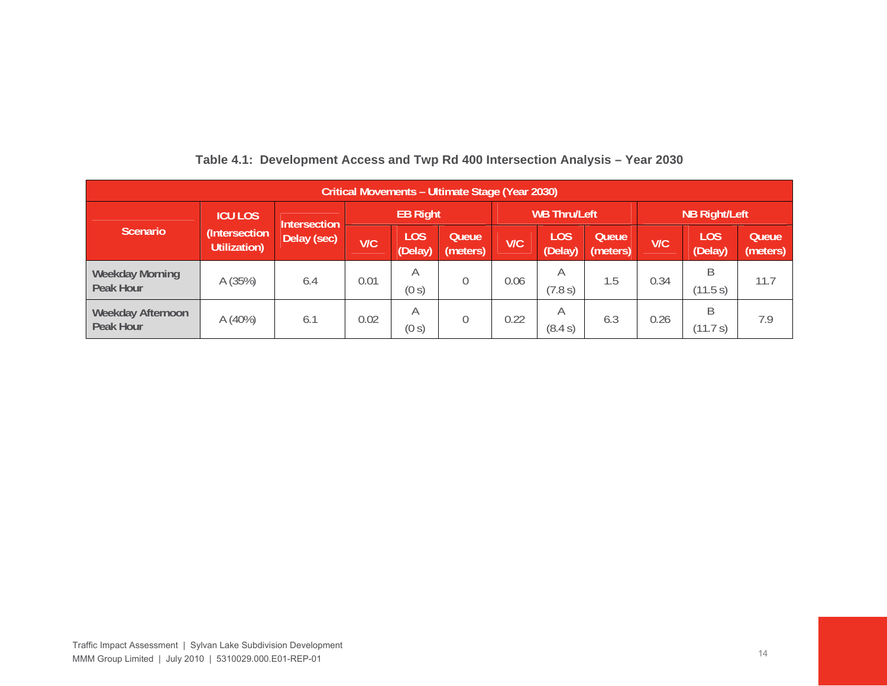**Table 4.1: Development Access and Twp Rd 400 Intersection Analysis – Year 2030**

| Critical Movements – Ultimate Stage (Year 2030) | | | | | | | | | | | |
|---|---|---|---|---|---|---|---|---|---|---|---|
| Scenario | ICU LOS (Intersection Utilization) | Intersection Delay (sec) | EB Right | | | WB Thru/Left | | | NB Right/Left | | |
| | | | V/C | LOS (Delay) | Queue (meters) | V/C | LOS (Delay) | Queue (meters) | V/C | LOS (Delay) | Queue (meters) |
| **Weekday Morning Peak Hour** | A (35%) | 6.4 | 0.01 | A (0 s) | 0 | 0.06 | A (7.8 s) | 1.5 | 0.34 | B (11.5 s) | 11.7 |
| **Weekday Afternoon Peak Hour** | A (40%) | 6.1 | 0.02 | A (0 s) | 0 | 0.22 | A (8.4 s) | 6.3 | 0.26 | B (11.7 s) | 7.9 |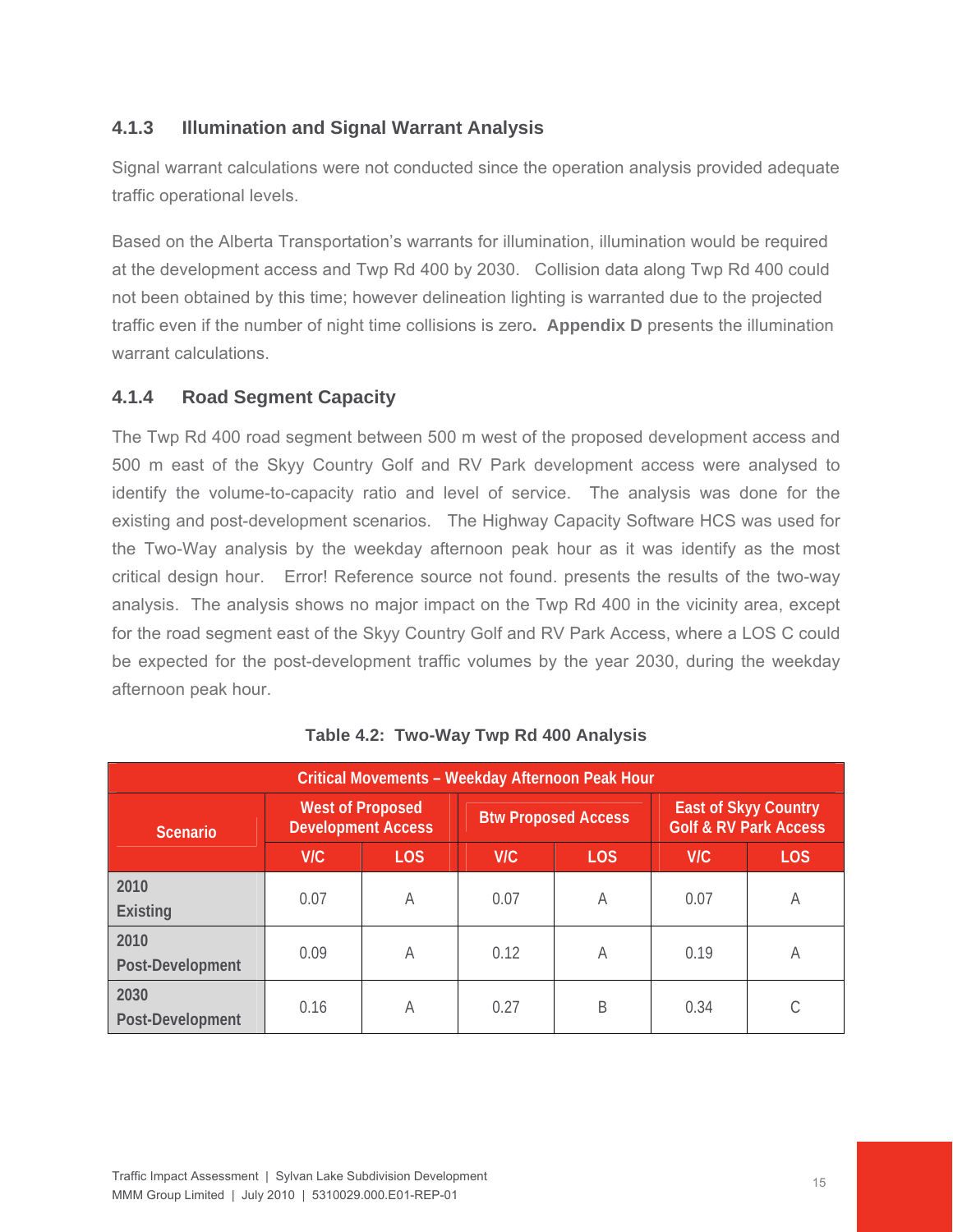### 4.1.3 Illumination and Signal Warrant Analysis

Signal warrant calculations were not conducted since the operation analysis provided adequate traffic operational levels.

Based on the Alberta Transportation's warrants for illumination, illumination would be required at the development access and Twp Rd 400 by 2030. Collision data along Twp Rd 400 could not been obtained by this time; however delineation lighting is warranted due to the projected traffic even if the number of night time collisions is zero**.** **Appendix D** presents the illumination warrant calculations.

### 4.1.4 Road Segment Capacity

The Twp Rd 400 road segment between 500 m west of the proposed development access and 500 m east of the Skyy Country Golf and RV Park development access were analysed to identify the volume-to-capacity ratio and level of service. The analysis was done for the existing and post-development scenarios. The Highway Capacity Software HCS was used for the Two-Way analysis by the weekday afternoon peak hour as it was identify as the most critical design hour. Error! Reference source not found. presents the results of the two-way analysis. The analysis shows no major impact on the Twp Rd 400 in the vicinity area, except for the road segment east of the Skyy Country Golf and RV Park Access, where a LOS C could be expected for the post-development traffic volumes by the year 2030, during the weekday afternoon peak hour.

**Table 4.2: Two-Way Twp Rd 400 Analysis**

| Critical Movements – Weekday Afternoon Peak Hour | | | | | | |
|---|---|---|---|---|---|---|
| Scenario | West of Proposed Development Access | | Btw Proposed Access | | East of Skyy Country Golf & RV Park Access | |
| | V/C | LOS | V/C | LOS | V/C | LOS |
| 2010 Existing | 0.07 | A | 0.07 | A | 0.07 | A |
| 2010 Post-Development | 0.09 | A | 0.12 | A | 0.19 | A |
| 2030 Post-Development | 0.16 | A | 0.27 | B | 0.34 | C |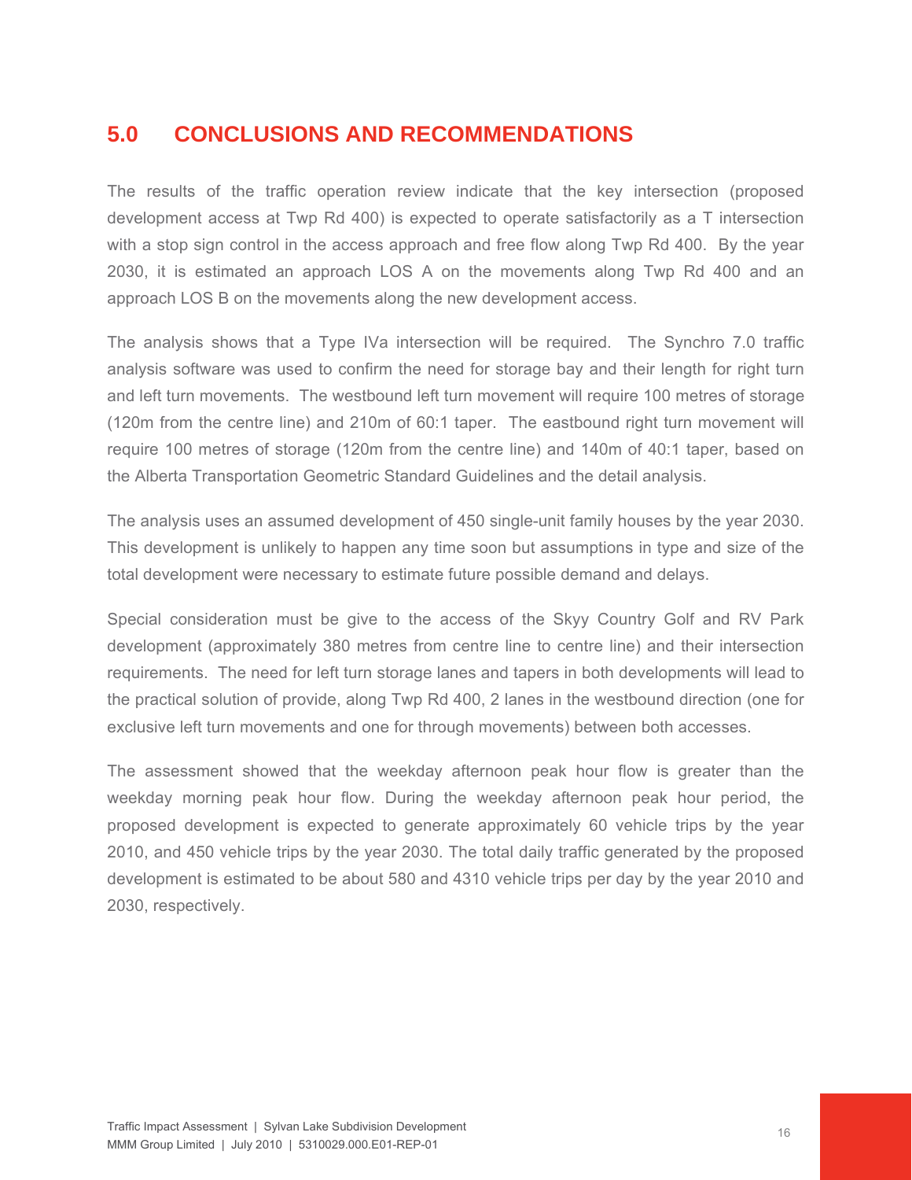# 5.0 CONCLUSIONS AND RECOMMENDATIONS

The results of the traffic operation review indicate that the key intersection (proposed development access at Twp Rd 400) is expected to operate satisfactorily as a T intersection with a stop sign control in the access approach and free flow along Twp Rd 400. By the year 2030, it is estimated an approach LOS A on the movements along Twp Rd 400 and an approach LOS B on the movements along the new development access.

The analysis shows that a Type IVa intersection will be required. The Synchro 7.0 traffic analysis software was used to confirm the need for storage bay and their length for right turn and left turn movements. The westbound left turn movement will require 100 metres of storage (120m from the centre line) and 210m of 60:1 taper. The eastbound right turn movement will require 100 metres of storage (120m from the centre line) and 140m of 40:1 taper, based on the Alberta Transportation Geometric Standard Guidelines and the detail analysis.

The analysis uses an assumed development of 450 single-unit family houses by the year 2030. This development is unlikely to happen any time soon but assumptions in type and size of the total development were necessary to estimate future possible demand and delays.

Special consideration must be give to the access of the Skyy Country Golf and RV Park development (approximately 380 metres from centre line to centre line) and their intersection requirements. The need for left turn storage lanes and tapers in both developments will lead to the practical solution of provide, along Twp Rd 400, 2 lanes in the westbound direction (one for exclusive left turn movements and one for through movements) between both accesses.

The assessment showed that the weekday afternoon peak hour flow is greater than the weekday morning peak hour flow. During the weekday afternoon peak hour period, the proposed development is expected to generate approximately 60 vehicle trips by the year 2010, and 450 vehicle trips by the year 2030. The total daily traffic generated by the proposed development is estimated to be about 580 and 4310 vehicle trips per day by the year 2010 and 2030, respectively.